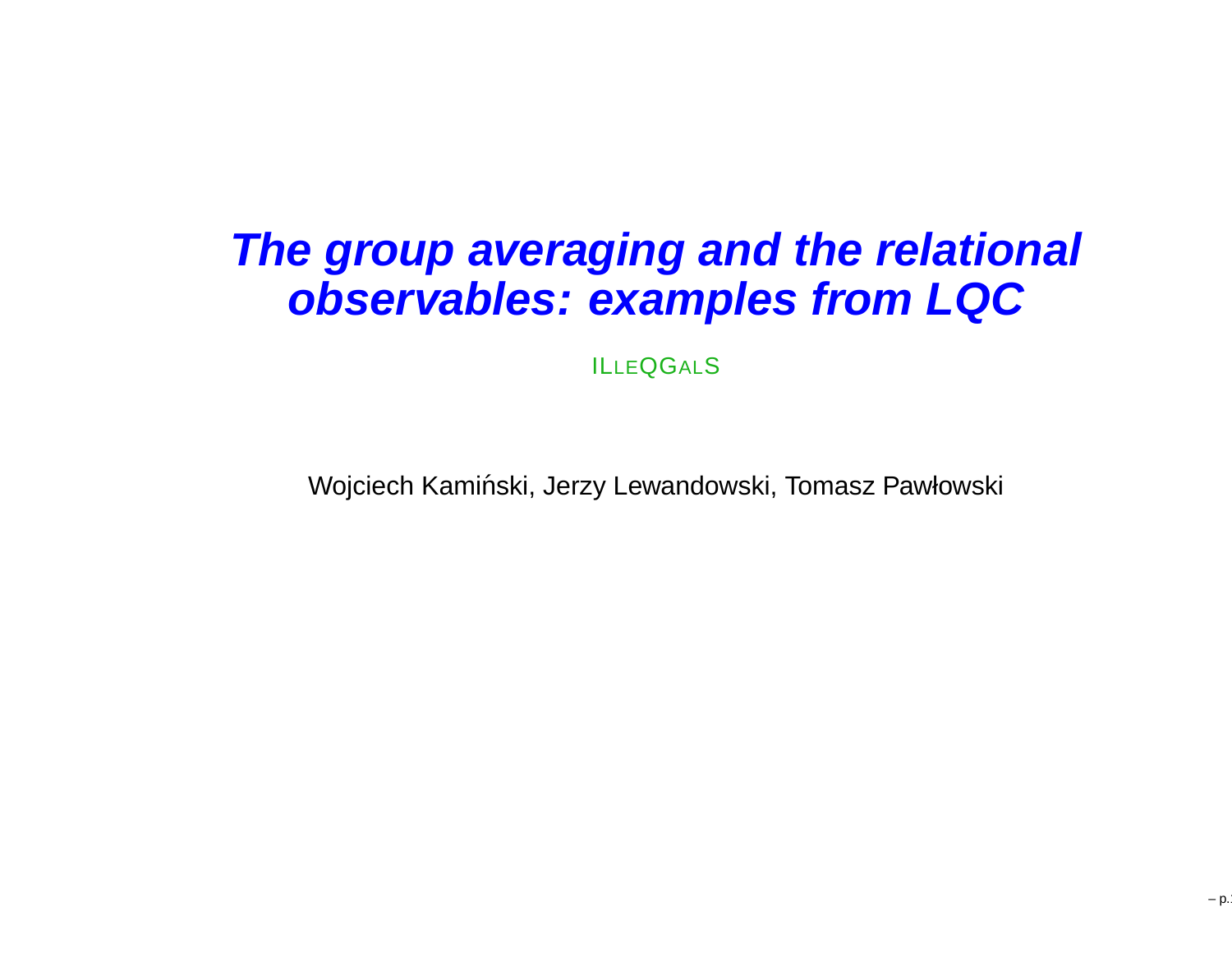# *The group averaging and the relational observables: examples from LQC*

ILLEQGALS

Wojciech Kamiński, Jerzy Lewandowski, Tomasz Pawłowski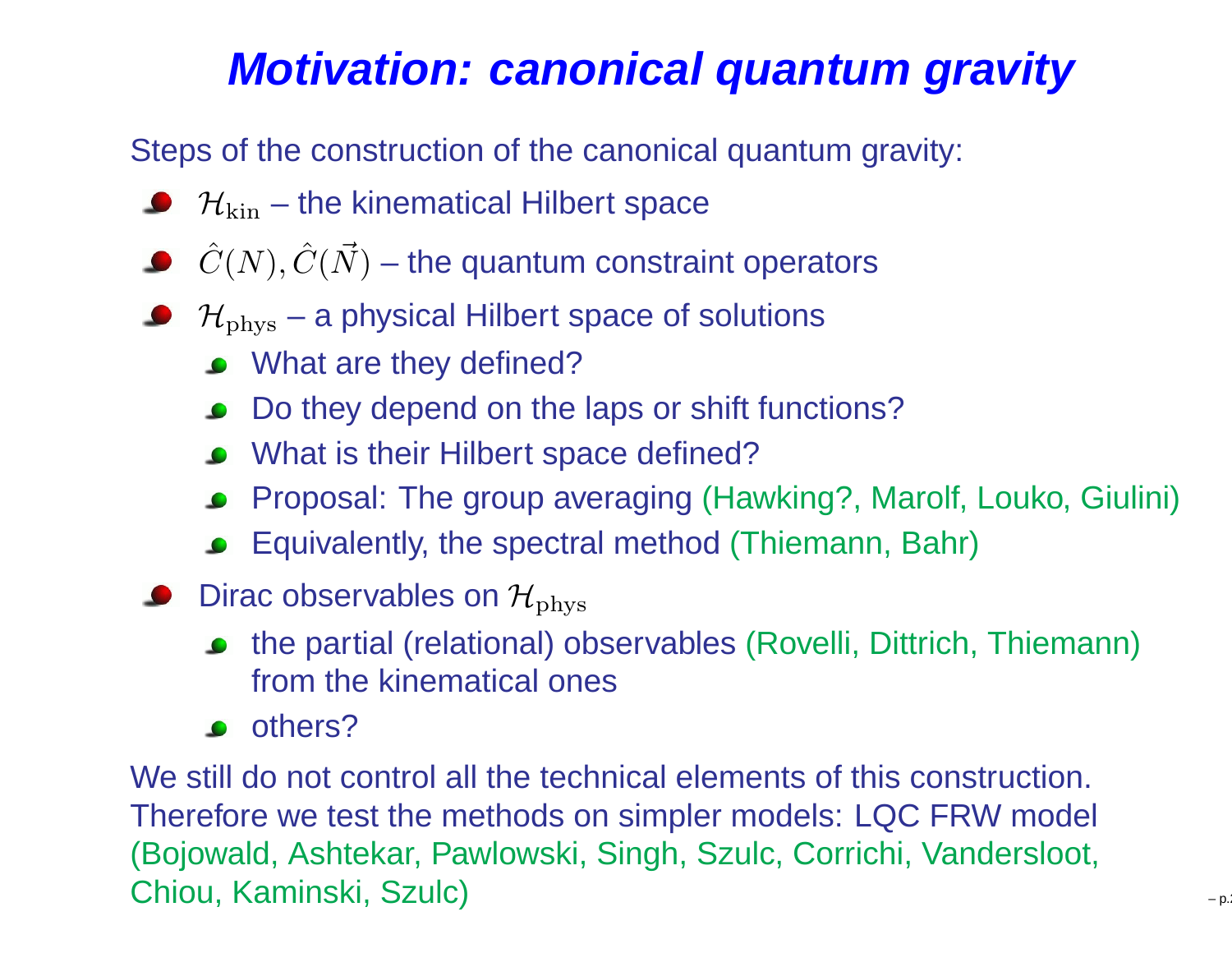# Motivation: canonical quantum gravity

Steps of the construction of the canonical quantum gravity:

- $\mathcal{H}_{\rm kin}$ – the kinematical Hilbert space
- $\hat{C}(N), \hat{C}(\vec{N})$ – the quantum constraint operators
- $\mathcal{H}_{\rm phys}$ – a physical Hilbert space of solutions
  - What are they defined?
  - Do they depend on the laps or shift functions?
  - What is their Hilbert space defined?
  - Proposal: The group averaging (Hawking?, Marolf, Louko, Giulini)
  - Equivalently, the spectral method (Thiemann, Bahr)
- Dirac observables on $\mathcal{H}_{\rm phys}$
  - the partial (relational) observables (Rovelli, Dittrich, Thiemann) from the kinematical ones
  - others?

We still do not control all the technical elements of this construction. Therefore we test the methods on simpler models: LQC FRW model (Bojowald, Ashtekar, Pawlowski, Singh, Szulc, Corrichi, Vandersloot, Chiou, Kaminski, Szulc)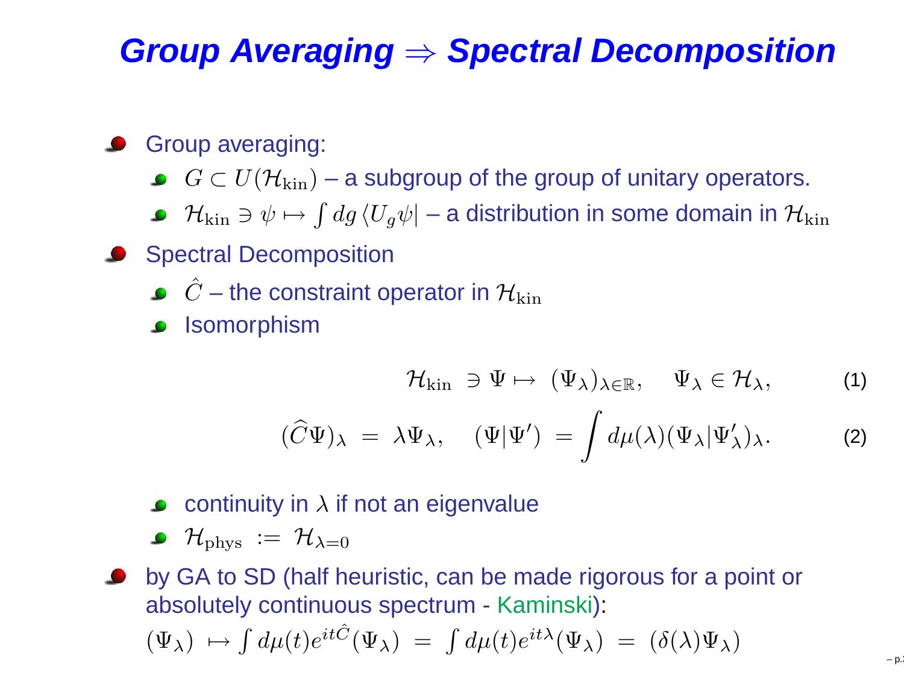# Group Averaging $\Rightarrow$ Spectral Decomposition

- Group averaging:
  - $G \subset U(\mathcal{H}_{\rm kin})$ – a subgroup of the group of unitary operators.
  - $\mathcal{H}_{\rm kin} \ni \psi \mapsto \int dg \, \langle U_g \psi|$ – a distribution in some domain in $\mathcal{H}_{\rm kin}$
- Spectral Decomposition
  - $\hat{C}$ – the constraint operator in $\mathcal{H}_{\rm kin}$
  - Isomorphism

$$\mathcal{H}_{\rm kin} \ \ni \Psi \mapsto \ (\Psi_\lambda)_{\lambda \in \mathbb{R}}, \quad \Psi_\lambda \in \mathcal{H}_\lambda, \tag{1}$$

$$(\widehat{C}\Psi)_\lambda \ = \ \lambda \Psi_\lambda, \quad (\Psi|\Psi') \ = \int d\mu(\lambda) (\Psi_\lambda|\Psi'_\lambda)_\lambda. \tag{2}$$

  - continuity in $\lambda$ if not an eigenvalue
  - $\mathcal{H}_{\rm phys} \ := \ \mathcal{H}_{\lambda=0}$
- by GA to SD (half heuristic, can be made rigorous for a point or absolutely continuous spectrum - Kaminski):

  $(\Psi_\lambda) \ \mapsto \int d\mu(t) e^{it\hat{C}} (\Psi_\lambda) \ = \ \int d\mu(t) e^{it\lambda} (\Psi_\lambda) \ = \ (\delta(\lambda) \Psi_\lambda)$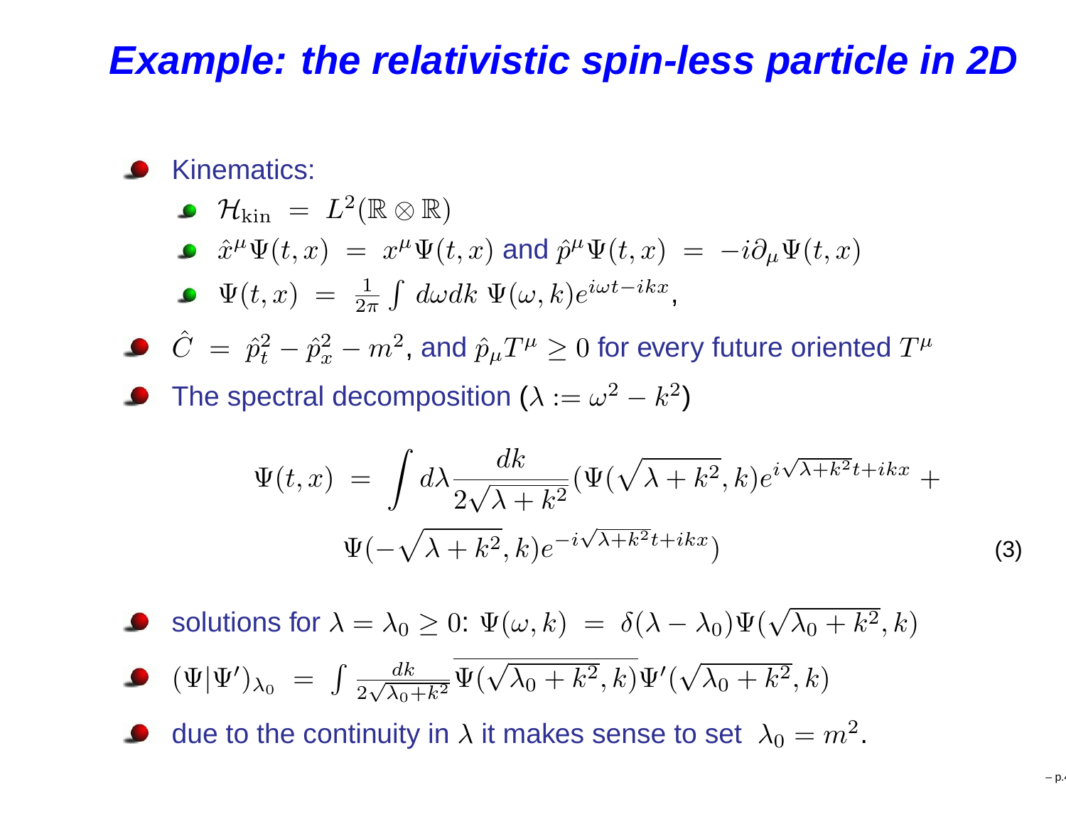# Example: the relativistic spin-less particle in 2D

- Kinematics:
  - $\mathcal{H}_{\rm kin} \ = \ L^2(\mathbb{R} \otimes \mathbb{R})$
  - $\hat{x}^\mu \Psi(t,x) \ = \ x^\mu \Psi(t,x)$ and $\hat{p}^\mu \Psi(t,x) \ = \ -i\partial_\mu \Psi(t,x)$
  - $\Psi(t,x) \ = \ \frac{1}{2\pi} \int d\omega dk \ \Psi(\omega,k) e^{i\omega t - ikx}$,
- $\hat{C} \ = \ \hat{p}_t^2 - \hat{p}_x^2 - m^2$, and $\hat{p}_\mu T^\mu \geq 0$ for every future oriented $T^\mu$
- The spectral decomposition ($\lambda := \omega^2 - k^2$)

$$
\Psi(t,x) \ = \ \int d\lambda \frac{dk}{2\sqrt{\lambda + k^2}} (\Psi(\sqrt{\lambda + k^2}, k) e^{i\sqrt{\lambda+k^2}t + ikx} + \Psi(-\sqrt{\lambda + k^2}, k) e^{-i\sqrt{\lambda+k^2}t + ikx}) \tag{3}
$$

- solutions for $\lambda = \lambda_0 \geq 0$: $\Psi(\omega,k) \ = \ \delta(\lambda - \lambda_0) \Psi(\sqrt{\lambda_0 + k^2}, k)$
- $(\Psi|\Psi')_{\lambda_0} \ = \ \int \frac{dk}{2\sqrt{\lambda_0 + k^2}} \overline{\Psi(\sqrt{\lambda_0 + k^2}, k)} \Psi'(\sqrt{\lambda_0 + k^2}, k)$
- due to the continuity in $\lambda$ it makes sense to set $\lambda_0 = m^2$.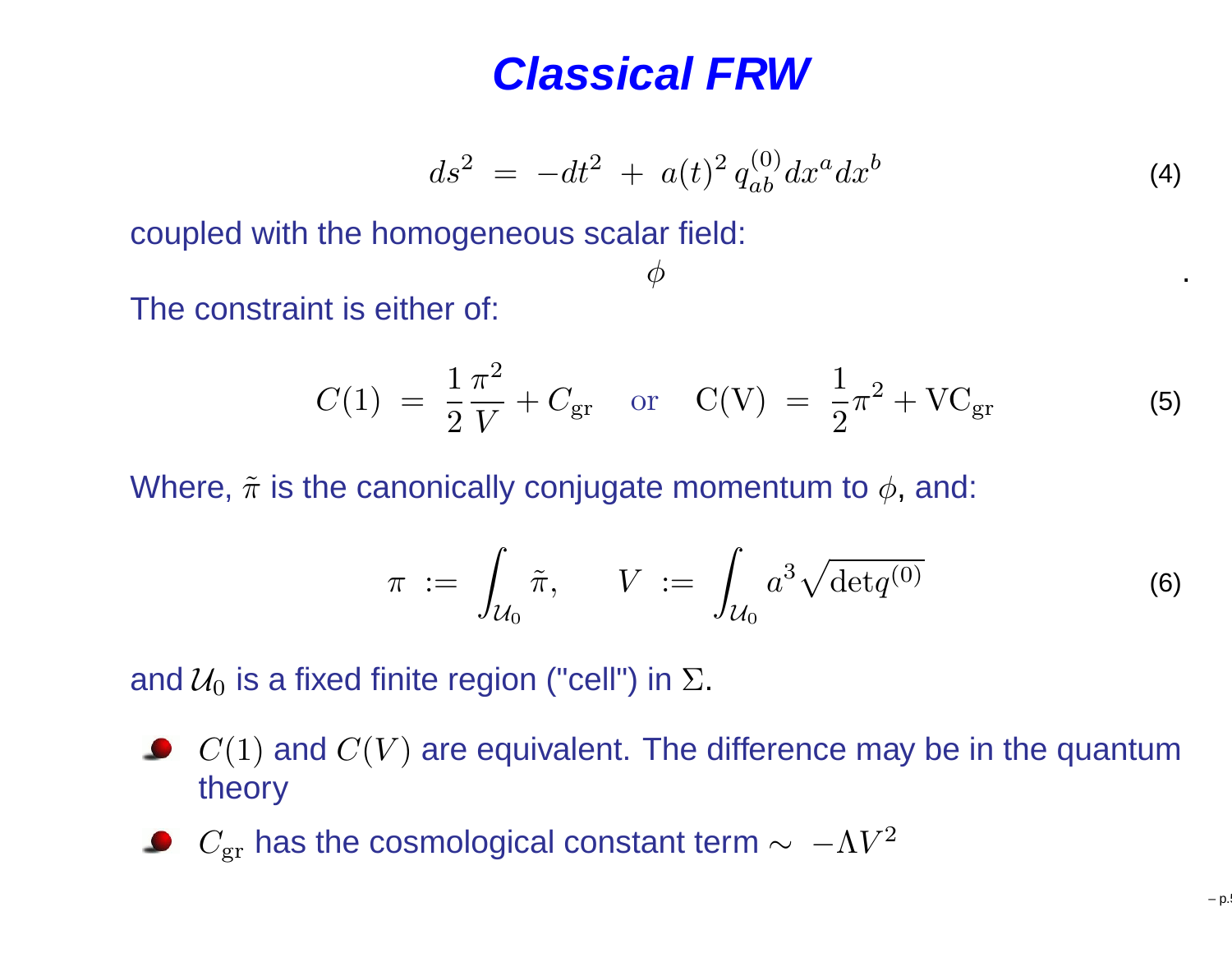# Classical FRW

$$ds^2 \;=\; -dt^2 \;+\; a(t)^2\, q^{(0)}_{ab}\, dx^a dx^b \tag{4}$$

coupled with the homogeneous scalar field:

$$\phi$$

.

The constraint is either of:

$$C(1) \;=\; \frac{1}{2}\frac{\pi^2}{V} + C_{\rm gr} \quad \text{or} \quad {\rm C(V)} \;=\; \frac{1}{2}\pi^2 + {\rm VC_{gr}} \tag{5}$$

Where, $\tilde{\pi}$ is the canonically conjugate momentum to $\phi$, and:

$$\pi \;:=\; \int_{\mathcal{U}_0} \tilde{\pi}, \qquad V \;:=\; \int_{\mathcal{U}_0} a^3 \sqrt{{\rm det} q^{(0)}} \tag{6}$$

and $\mathcal{U}_0$ is a fixed finite region ("cell") in $\Sigma$.

- $C(1)$ and $C(V)$ are equivalent. The difference may be in the quantum theory
- $C_{\rm gr}$ has the cosmological constant term $\sim\; -\Lambda V^2$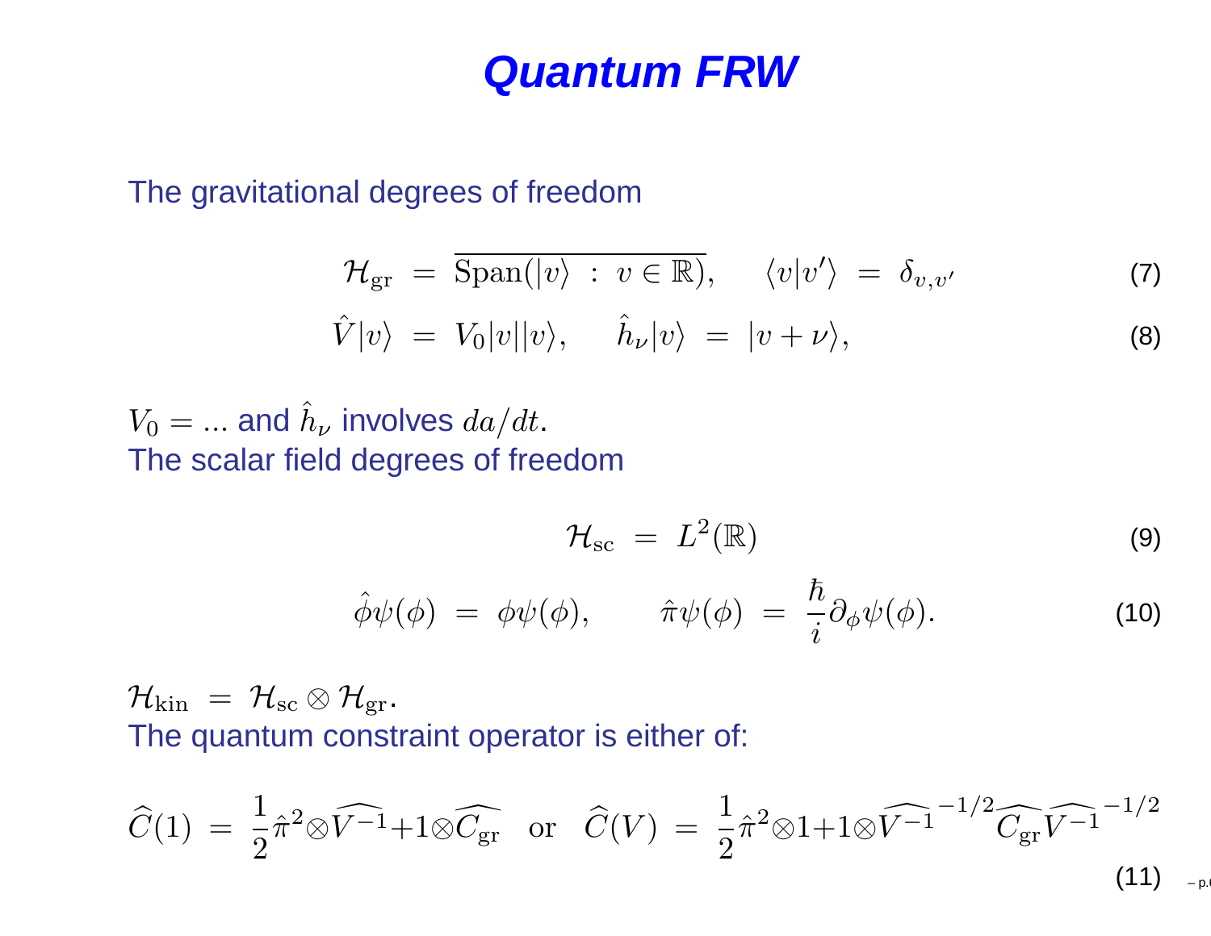# Quantum FRW

The gravitational degrees of freedom

$$\mathcal{H}_{\rm gr} \;=\; \overline{{\rm Span}(|v\rangle \;:\; v\in\mathbb{R})}, \qquad \langle v|v'\rangle \;=\; \delta_{v,v'} \tag{7}$$

$$\hat{V}|v\rangle \;=\; V_0|v||v\rangle, \qquad \hat{h}_\nu|v\rangle \;=\; |v+\nu\rangle, \tag{8}$$

$V_0 = ...$ and $\hat{h}_\nu$ involves $da/dt$.
The scalar field degrees of freedom

$$\mathcal{H}_{\rm sc} \;=\; L^2(\mathbb{R}) \tag{9}$$

$$\hat{\phi}\psi(\phi) \;=\; \phi\psi(\phi), \qquad \hat{\pi}\psi(\phi) \;=\; \frac{\hbar}{i}\partial_\phi\psi(\phi). \tag{10}$$

$\mathcal{H}_{\rm kin} \;=\; \mathcal{H}_{\rm sc}\otimes\mathcal{H}_{\rm gr}$.
The quantum constraint operator is either of:

$$\widehat{C}(1) \;=\; \frac{1}{2}\hat{\pi}^2\otimes\widehat{V^{-1}}+1\otimes\widehat{C_{\rm gr}} \quad {\rm or} \quad \widehat{C}(V) \;=\; \frac{1}{2}\hat{\pi}^2\otimes 1+1\otimes\widehat{V^{-1}}^{\,-1/2}\widehat{C_{\rm gr}}\,\widehat{V^{-1}}^{\,-1/2} \tag{11}$$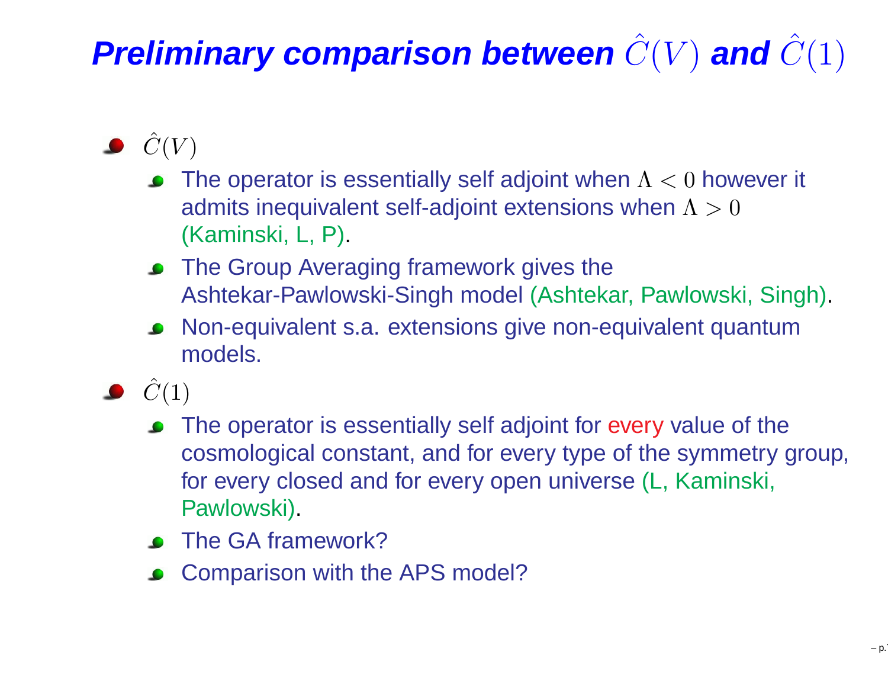# *Preliminary comparison between $\hat{C}(V)$ and $\hat{C}(1)$*

- $\hat{C}(V)$
  - The operator is essentially self adjoint when $\Lambda < 0$ however it admits inequivalent self-adjoint extensions when $\Lambda > 0$ (Kaminski, L, P).
  - The Group Averaging framework gives the Ashtekar-Pawlowski-Singh model (Ashtekar, Pawlowski, Singh).
  - Non-equivalent s.a. extensions give non-equivalent quantum models.
- $\hat{C}(1)$
  - The operator is essentially self adjoint for every value of the cosmological constant, and for every type of the symmetry group, for every closed and for every open universe (L, Kaminski, Pawlowski).
  - The GA framework?
  - Comparison with the APS model?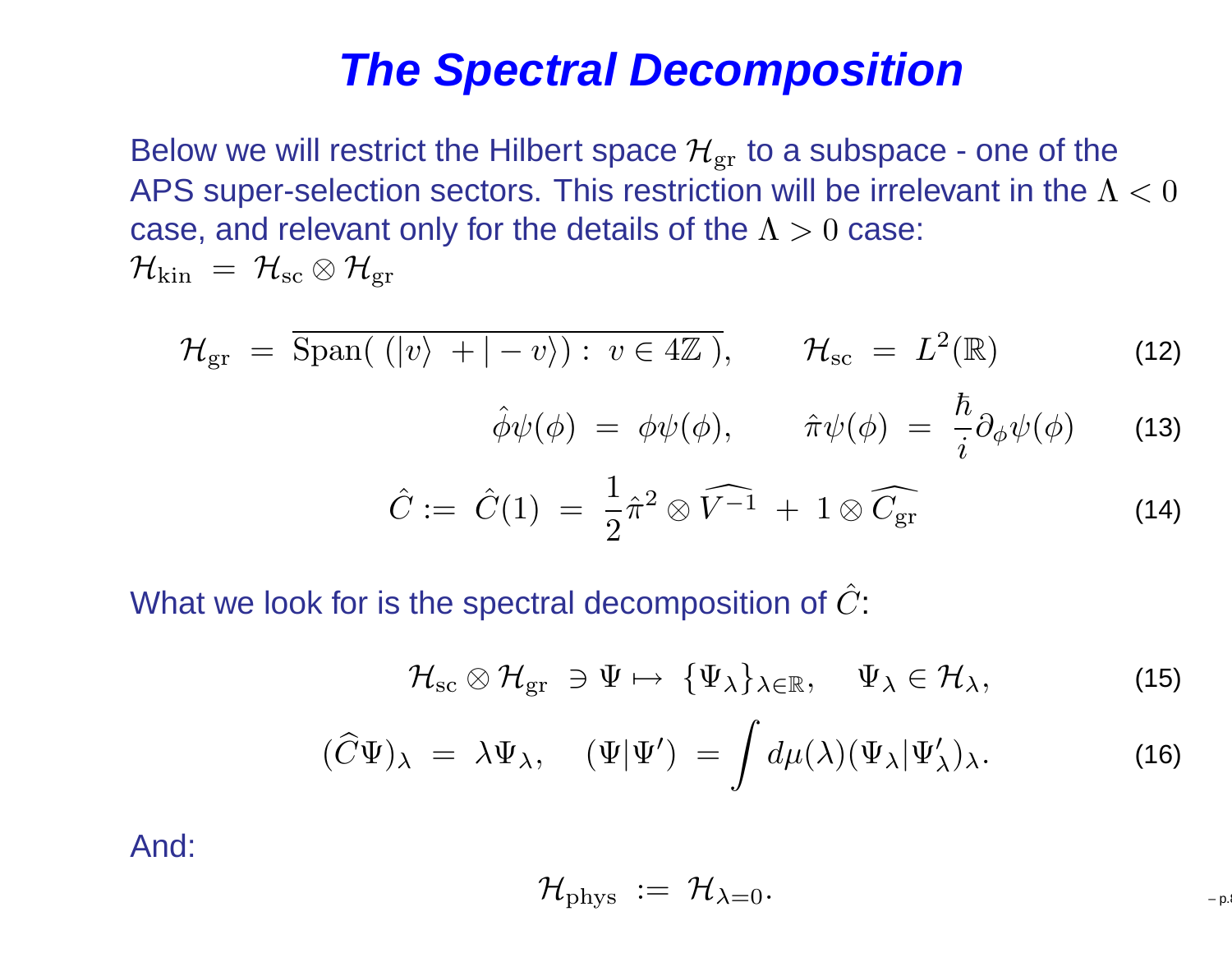# The Spectral Decomposition

Below we will restrict the Hilbert space $\mathcal{H}_{\rm gr}$ to a subspace - one of the APS super-selection sectors. This restriction will be irrelevant in the $\Lambda < 0$ case, and relevant only for the details of the $\Lambda > 0$ case:
$\mathcal{H}_{\rm kin} \ = \ \mathcal{H}_{\rm sc} \otimes \mathcal{H}_{\rm gr}$

$$\mathcal{H}_{\rm gr} \ = \ \overline{\mathrm{Span}(\ (|v\rangle \ + |-v\rangle) : \ v \in 4\mathbb{Z}\ )}, \qquad \mathcal{H}_{\rm sc} \ = \ L^2(\mathbb{R}) \tag{12}$$

$$\hat{\phi}\psi(\phi) \ = \ \phi\psi(\phi), \qquad \hat{\pi}\psi(\phi) \ = \ \frac{\hbar}{i}\partial_\phi\psi(\phi) \tag{13}$$

$$\hat{C} := \ \hat{C}(1) \ = \ \frac{1}{2}\hat{\pi}^2 \otimes \widehat{V^{-1}} \ + \ 1 \otimes \widehat{C_{\rm gr}} \tag{14}$$

What we look for is the spectral decomposition of $\hat{C}$:

$$\mathcal{H}_{\rm sc} \otimes \mathcal{H}_{\rm gr} \ \ni \Psi \mapsto \ \{\Psi_\lambda\}_{\lambda \in \mathbb{R}}, \quad \Psi_\lambda \in \mathcal{H}_\lambda, \tag{15}$$

$$(\widehat{C}\Psi)_\lambda \ = \ \lambda\Psi_\lambda, \quad (\Psi|\Psi') \ = \int d\mu(\lambda)(\Psi_\lambda|\Psi'_\lambda)_\lambda. \tag{16}$$

And:

$$\mathcal{H}_{\rm phys} \ := \ \mathcal{H}_{\lambda=0}.$$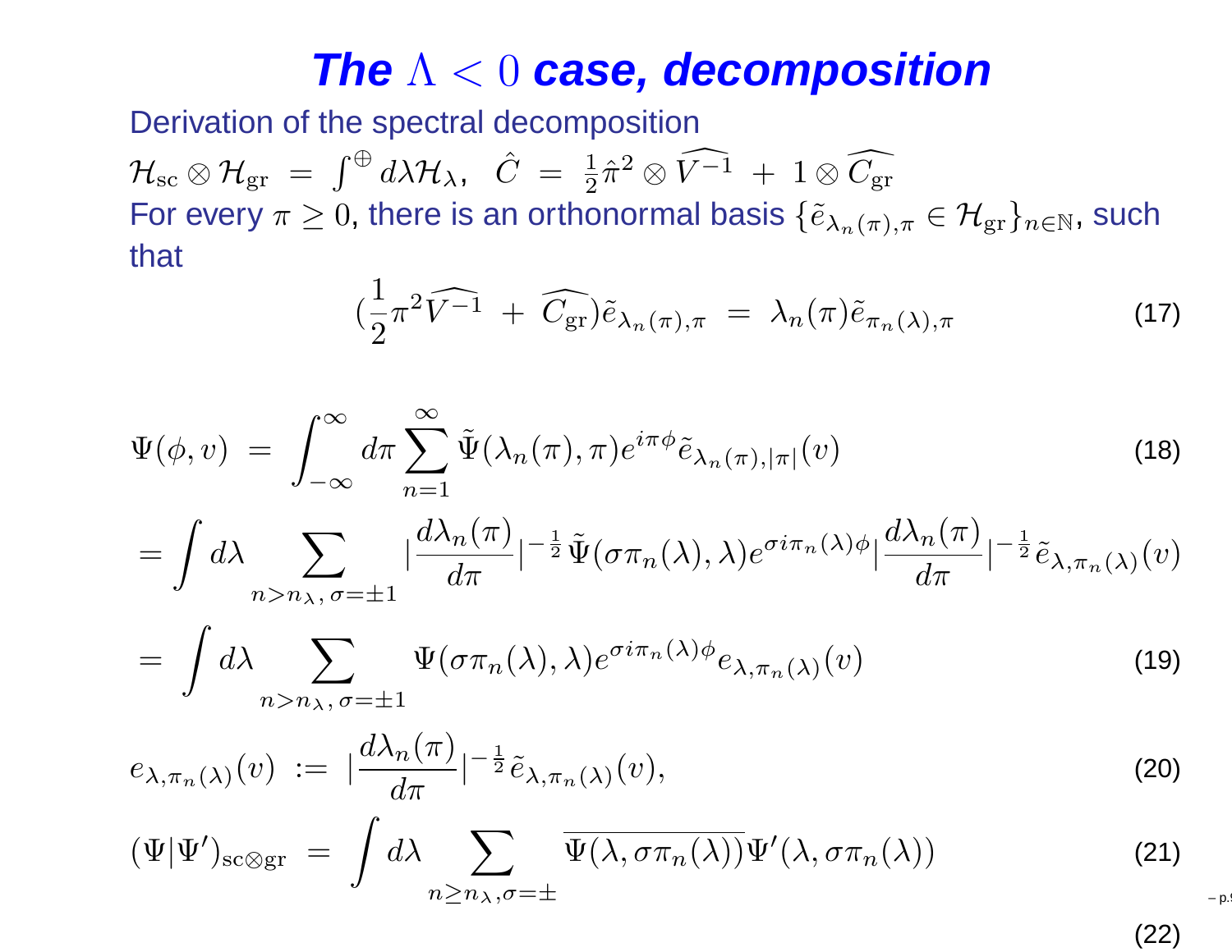# The $\Lambda < 0$ case, decomposition

Derivation of the spectral decomposition

$\mathcal{H}_{\rm sc} \otimes \mathcal{H}_{\rm gr} \ = \ \int^{\oplus} d\lambda \mathcal{H}_\lambda, \quad \hat{C} \ = \ \frac{1}{2}\hat{\pi}^2 \otimes \widehat{V^{-1}} \ + \ 1 \otimes \widehat{C_{\rm gr}}$

For every $\pi \geq 0$, there is an orthonormal basis $\{\tilde{e}_{\lambda_n(\pi),\pi} \in \mathcal{H}_{\rm gr}\}_{n\in\mathbb{N}}$, such that

$$(\frac{1}{2}\pi^2\widehat{V^{-1}} \ + \ \widehat{C_{\rm gr}})\tilde{e}_{\lambda_n(\pi),\pi} \ = \ \lambda_n(\pi)\tilde{e}_{\pi_n(\lambda),\pi} \tag{17}$$

$$\Psi(\phi, v) \ = \ \int_{-\infty}^{\infty} d\pi \sum_{n=1}^{\infty} \tilde{\Psi}(\lambda_n(\pi),\pi) e^{i\pi\phi} \tilde{e}_{\lambda_n(\pi),|\pi|}(v) \tag{18}$$

$$= \int d\lambda \sum_{n>n_\lambda,\, \sigma=\pm 1} |\frac{d\lambda_n(\pi)}{d\pi}|^{-\frac{1}{2}} \tilde{\Psi}(\sigma\pi_n(\lambda),\lambda) e^{\sigma i \pi_n(\lambda)\phi} |\frac{d\lambda_n(\pi)}{d\pi}|^{-\frac{1}{2}} \tilde{e}_{\lambda,\pi_n(\lambda)}(v)$$

$$= \int d\lambda \sum_{n>n_\lambda,\, \sigma=\pm 1} \Psi(\sigma\pi_n(\lambda),\lambda) e^{\sigma i \pi_n(\lambda)\phi} e_{\lambda,\pi_n(\lambda)}(v) \tag{19}$$

$$e_{\lambda,\pi_n(\lambda)}(v) \ := \ |\frac{d\lambda_n(\pi)}{d\pi}|^{-\frac{1}{2}} \tilde{e}_{\lambda,\pi_n(\lambda)}(v), \tag{20}$$

$$(\Psi|\Psi')_{\rm sc\otimes gr} \ = \ \int d\lambda \sum_{n\geq n_\lambda, \sigma=\pm} \overline{\Psi(\lambda,\sigma\pi_n(\lambda))} \Psi'(\lambda,\sigma\pi_n(\lambda)) \tag{21}$$

$$\tag{22}$$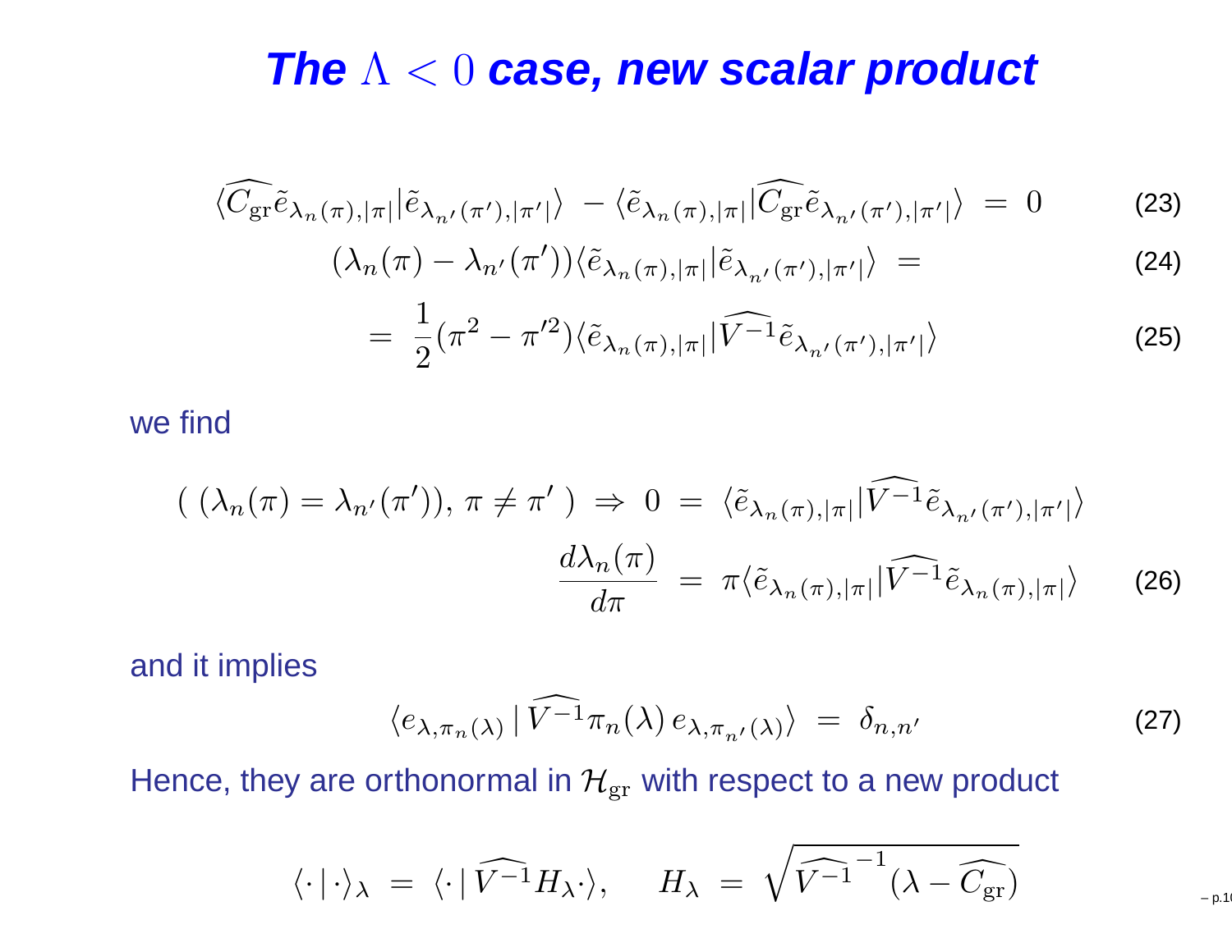# The $\Lambda < 0$ case, new scalar product

$$
\langle \widehat{C_{\rm gr}} \tilde{e}_{\lambda_n(\pi),|\pi|} | \tilde{e}_{\lambda_{n'}(\pi'),|\pi'|} \rangle \; - \langle \tilde{e}_{\lambda_n(\pi),|\pi|} | \widehat{C_{\rm gr}} \tilde{e}_{\lambda_{n'}(\pi'),|\pi'|} \rangle \; = \; 0 \tag{23}
$$

$$
(\lambda_n(\pi) - \lambda_{n'}(\pi')) \langle \tilde{e}_{\lambda_n(\pi),|\pi|} | \tilde{e}_{\lambda_{n'}(\pi'),|\pi'|} \rangle \; = \tag{24}
$$

$$
= \; \frac{1}{2}(\pi^2 - \pi'^2) \langle \tilde{e}_{\lambda_n(\pi),|\pi|} | \widehat{V^{-1}} \tilde{e}_{\lambda_{n'}(\pi'),|\pi'|} \rangle \tag{25}
$$

we find

$$
\begin{aligned}
(\, (\lambda_n(\pi) = \lambda_{n'}(\pi')), \, \pi \neq \pi' \,) \; \Rightarrow \; 0 \; &= \; \langle \tilde{e}_{\lambda_n(\pi),|\pi|} | \widehat{V^{-1}} \tilde{e}_{\lambda_{n'}(\pi'),|\pi'|} \rangle \\
\frac{d\lambda_n(\pi)}{d\pi} \; &= \; \pi \langle \tilde{e}_{\lambda_n(\pi),|\pi|} | \widehat{V^{-1}} \tilde{e}_{\lambda_n(\pi),|\pi|} \rangle
\end{aligned} \tag{26}
$$

and it implies

$$
\langle e_{\lambda,\pi_n(\lambda)} \,|\, \widehat{V^{-1}} \pi_n(\lambda) \, e_{\lambda,\pi_{n'}(\lambda)} \rangle \; = \; \delta_{n,n'} \tag{27}
$$

Hence, they are orthonormal in $\mathcal{H}_{\rm gr}$ with respect to a new product

$$
\langle \cdot \,|\, \cdot \rangle_\lambda \; = \; \langle \cdot \,|\, \widehat{V^{-1}} H_\lambda \cdot \rangle, \qquad H_\lambda \; = \; \sqrt{\widehat{V^{-1}}^{\,-1} (\lambda - \widehat{C_{\rm gr}})}
$$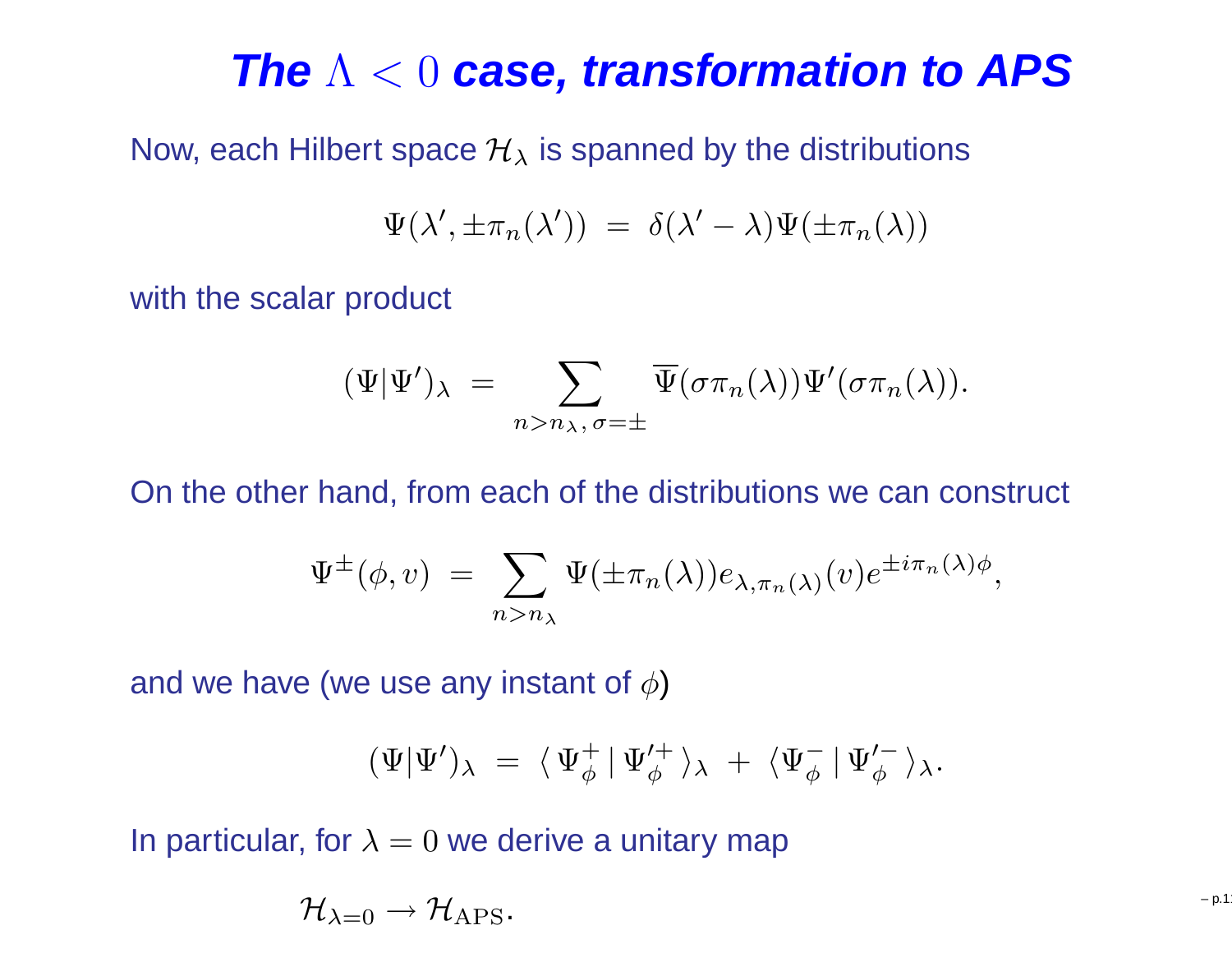# The $\Lambda < 0$ case, transformation to APS

Now, each Hilbert space $\mathcal{H}_\lambda$ is spanned by the distributions

$$\Psi(\lambda', \pm\pi_n(\lambda')) \;=\; \delta(\lambda' - \lambda)\Psi(\pm\pi_n(\lambda))$$

with the scalar product

$$(\Psi|\Psi')_\lambda \;=\; \sum_{n>n_\lambda,\,\sigma=\pm} \overline{\Psi}(\sigma\pi_n(\lambda))\Psi'(\sigma\pi_n(\lambda)).$$

On the other hand, from each of the distributions we can construct

$$\Psi^{\pm}(\phi, v) \;=\; \sum_{n>n_\lambda} \Psi(\pm\pi_n(\lambda)) e_{\lambda,\pi_n(\lambda)}(v) e^{\pm i\pi_n(\lambda)\phi},$$

and we have (we use any instant of $\phi$)

$$(\Psi|\Psi')_\lambda \;=\; \langle\, \Psi^+_\phi \,|\, \Psi'^+_\phi \,\rangle_\lambda \;+\; \langle \Psi^-_\phi \,|\, \Psi'^-_\phi \,\rangle_\lambda.$$

In particular, for $\lambda = 0$ we derive a unitary map

$$\mathcal{H}_{\lambda=0} \to \mathcal{H}_{\rm APS}.$$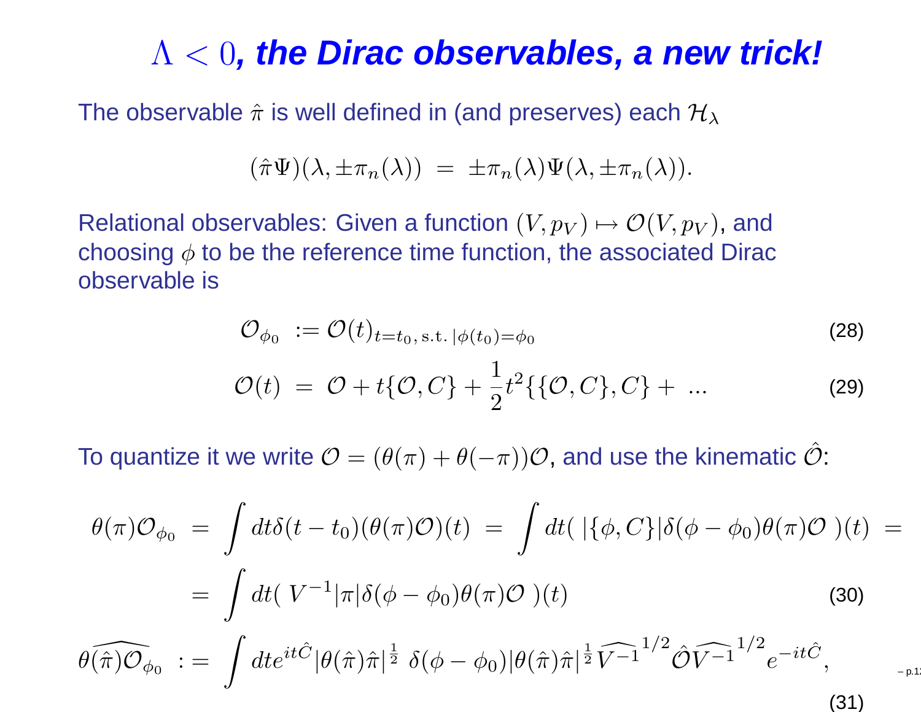# $\Lambda < 0$, *the Dirac observables, a new trick!*

The observable $\hat{\pi}$ is well defined in (and preserves) each $\mathcal{H}_\lambda$

$$(\hat{\pi}\Psi)(\lambda, \pm\pi_n(\lambda)) \;=\; \pm\pi_n(\lambda)\Psi(\lambda, \pm\pi_n(\lambda)).$$

Relational observables: Given a function $(V, p_V) \mapsto \mathcal{O}(V, p_V)$, and choosing $\phi$ to be the reference time function, the associated Dirac observable is

$$\mathcal{O}_{\phi_0} \;:= \mathcal{O}(t)_{t=t_0,\,\text{s.t.}\,|\phi(t_0)=\phi_0} \tag{28}$$

$$\mathcal{O}(t) \;=\; \mathcal{O} + t\{\mathcal{O}, C\} + \frac{1}{2}t^2\{\{\mathcal{O}, C\}, C\} + \;... \tag{29}$$

To quantize it we write $\mathcal{O} = (\theta(\pi) + \theta(-\pi))\mathcal{O}$, and use the kinematic $\hat{\mathcal{O}}$:

$$\theta(\pi)\mathcal{O}_{\phi_0} \;=\; \int dt\delta(t - t_0)(\theta(\pi)\mathcal{O})(t) \;=\; \int dt(\;|\{\phi, C\}|\delta(\phi - \phi_0)\theta(\pi)\mathcal{O}\;)(t) \;=$$

$$= \int dt(\;V^{-1}|\pi|\delta(\phi - \phi_0)\theta(\pi)\mathcal{O}\;)(t) \tag{30}$$

$$\widehat{\theta(\hat{\pi})\mathcal{O}_{\phi_0}} \;:= \; \int dt e^{it\hat{C}}|\theta(\hat{\pi})\hat{\pi}|^{\frac{1}{2}}\;\delta(\phi - \phi_0)|\theta(\hat{\pi})\hat{\pi}|^{\frac{1}{2}}\widehat{V^{-1}}^{1/2}\hat{\mathcal{O}}\widehat{V^{-1}}^{1/2}e^{-it\hat{C}}, \tag{31}$$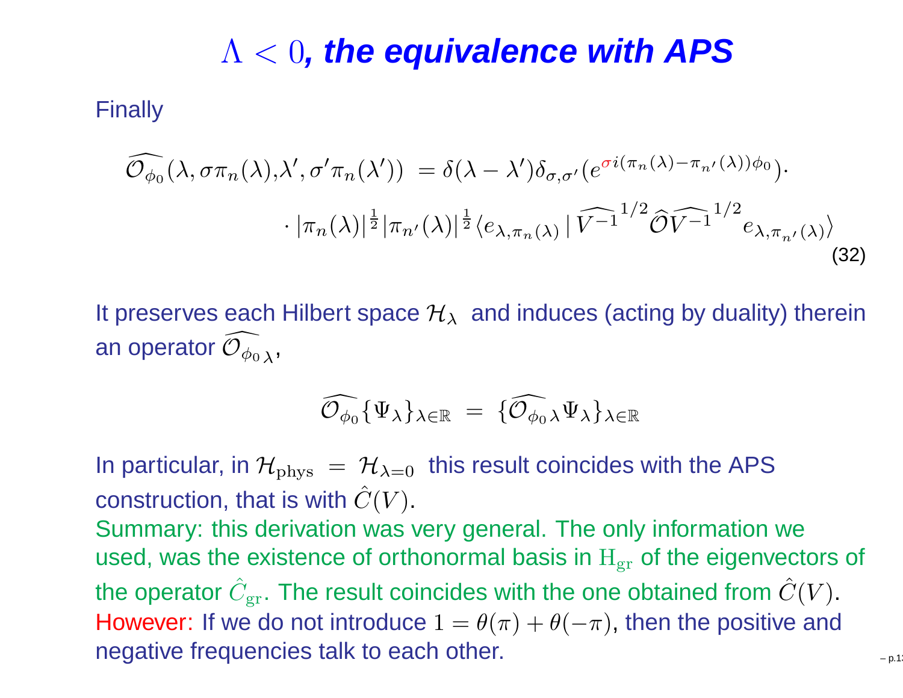# $\Lambda < 0$, *the equivalence with APS*

Finally

$$
\begin{aligned}
\widehat{\mathcal{O}_{\phi_0}}(\lambda, \sigma\pi_n(\lambda), \lambda', \sigma'\pi_n(\lambda')) \; &= \delta(\lambda - \lambda')\delta_{\sigma,\sigma'}(e^{\sigma i(\pi_n(\lambda) - \pi_{n'}(\lambda))\phi_0}) \cdot \\
&\cdot |\pi_n(\lambda)|^{\frac{1}{2}} |\pi_{n'}(\lambda)|^{\frac{1}{2}} \langle e_{\lambda,\pi_n(\lambda)} \,|\, \widehat{V^{-1}}^{1/2} \widehat{\mathcal{O}} \widehat{V^{-1}}^{1/2} e_{\lambda,\pi_{n'}(\lambda)} \rangle
\end{aligned}
\tag{32}
$$

It preserves each Hilbert space $\mathcal{H}_\lambda$ and induces (acting by duality) therein an operator $\widehat{\mathcal{O}_{\phi_0}}_\lambda$,

$$
\widehat{\mathcal{O}_{\phi_0}}\{\Psi_\lambda\}_{\lambda \in \mathbb{R}} \; = \; \{\widehat{\mathcal{O}_{\phi_0}}_\lambda \Psi_\lambda\}_{\lambda \in \mathbb{R}}
$$

In particular, in $\mathcal{H}_{\rm phys} \; = \; \mathcal{H}_{\lambda=0}$ this result coincides with the APS construction, that is with $\hat{C}(V)$.
Summary: this derivation was very general. The only information we used, was the existence of orthonormal basis in $\mathrm{H}_{\rm gr}$ of the eigenvectors of the operator $\hat{C}_{\rm gr}$. The result coincides with the one obtained from $\hat{C}(V)$.
However: If we do not introduce $1 = \theta(\pi) + \theta(-\pi)$, then the positive and negative frequencies talk to each other.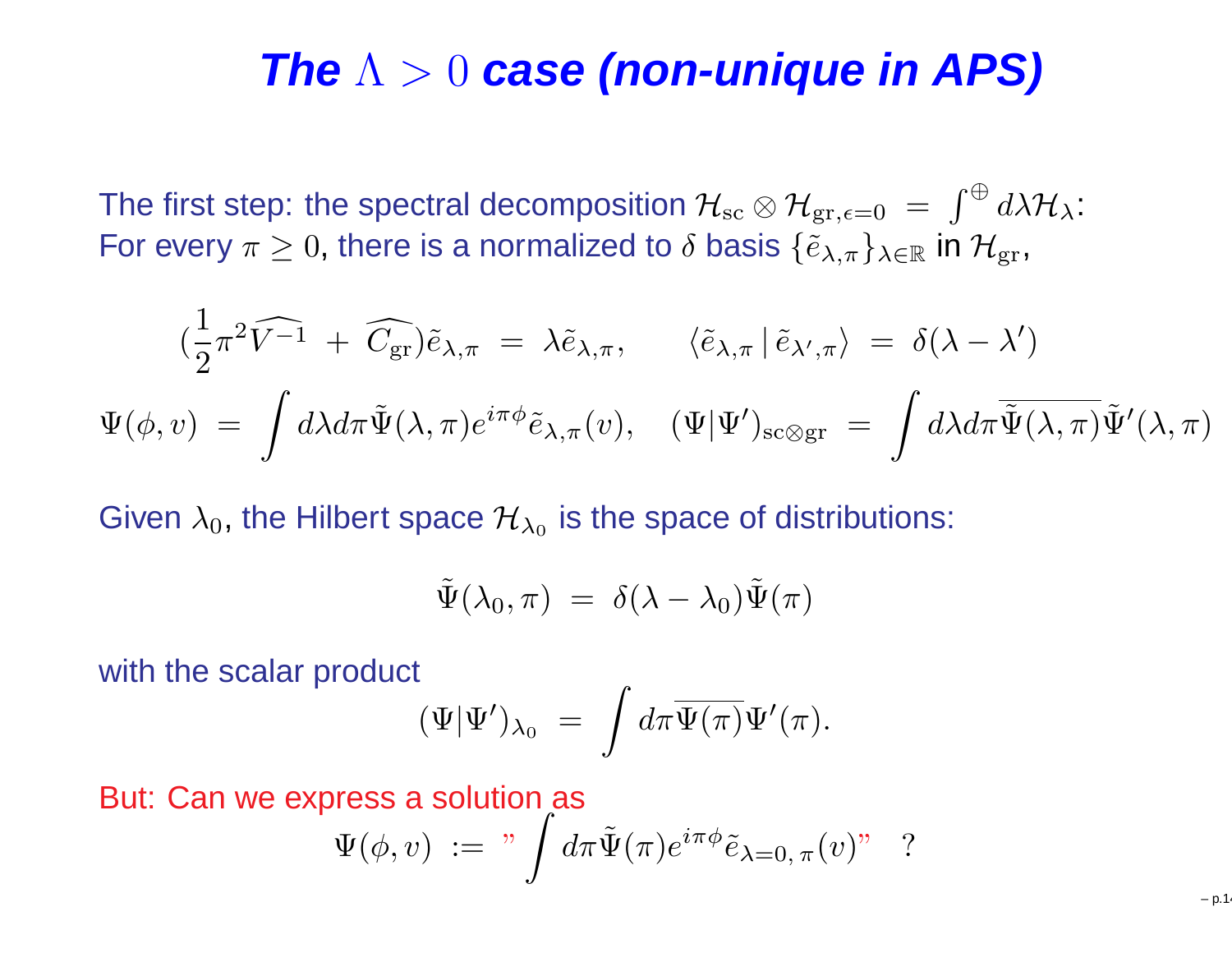# The $\Lambda > 0$ case (non-unique in APS)

The first step: the spectral decomposition $\mathcal{H}_{\rm sc} \otimes \mathcal{H}_{{\rm gr},\epsilon=0} \ = \ \int^{\oplus} d\lambda \mathcal{H}_\lambda$:
For every $\pi \geq 0$, there is a normalized to $\delta$ basis $\{\tilde{e}_{\lambda,\pi}\}_{\lambda\in\mathbb{R}}$ in $\mathcal{H}_{\rm gr}$,

$$(\frac{1}{2}\pi^2\widehat{V^{-1}} \ + \ \widehat{C_{\rm gr}})\tilde{e}_{\lambda,\pi} \ = \ \lambda\tilde{e}_{\lambda,\pi}, \qquad \langle \tilde{e}_{\lambda,\pi} \,|\, \tilde{e}_{\lambda',\pi}\rangle \ = \ \delta(\lambda-\lambda')$$

$$\Psi(\phi,v) \ = \ \int d\lambda d\pi \tilde{\Psi}(\lambda,\pi)e^{i\pi\phi}\tilde{e}_{\lambda,\pi}(v), \quad (\Psi|\Psi')_{\rm sc\otimes gr} \ = \ \int d\lambda d\pi \overline{\tilde{\Psi}(\lambda,\pi)}\tilde{\Psi}'(\lambda,\pi)$$

Given $\lambda_0$, the Hilbert space $\mathcal{H}_{\lambda_0}$ is the space of distributions:

$$\tilde{\Psi}(\lambda_0,\pi) \ = \ \delta(\lambda-\lambda_0)\tilde{\Psi}(\pi)$$

with the scalar product

$$(\Psi|\Psi')_{\lambda_0} \ = \ \int d\pi \overline{\Psi(\pi)}\Psi'(\pi).$$

But: Can we express a solution as

$$\Psi(\phi,v) \ := \ \text{"} \int d\pi \tilde{\Psi}(\pi)e^{i\pi\phi}\tilde{e}_{\lambda=0,\,\pi}(v)\text{"} \quad ?$$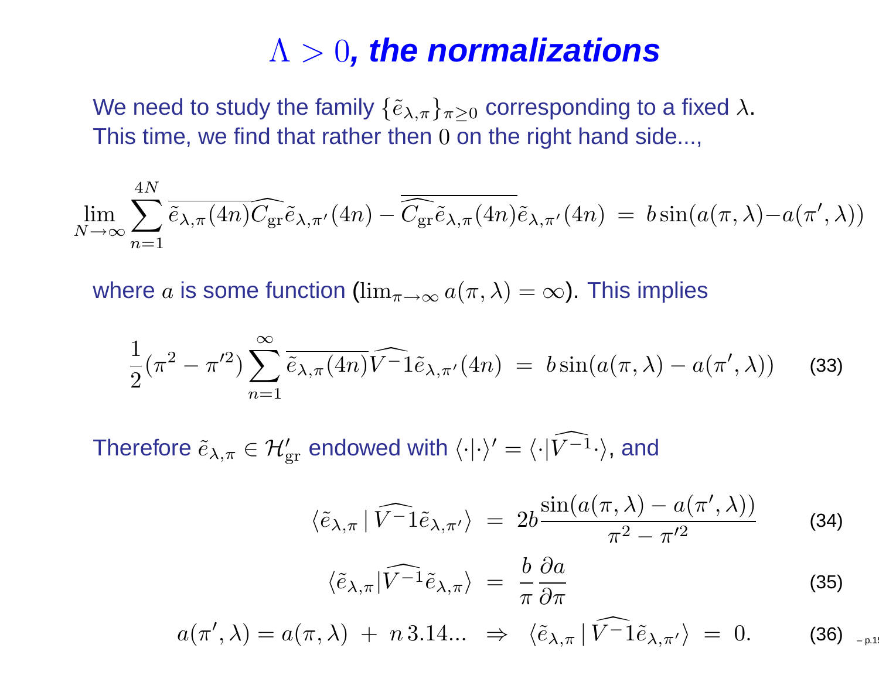# $\Lambda > 0$, *the normalizations*

We need to study the family $\{\tilde{e}_{\lambda,\pi}\}_{\pi \geq 0}$ corresponding to a fixed $\lambda$.
This time, we find that rather then $0$ on the right hand side...,

$$\lim_{N\to\infty} \sum_{n=1}^{4N} \overline{\tilde{e}_{\lambda,\pi}(4n)} \widehat{C_{\rm gr}} \tilde{e}_{\lambda,\pi'}(4n) - \overline{\widehat{C_{\rm gr}} \tilde{e}_{\lambda,\pi}(4n)} \tilde{e}_{\lambda,\pi'}(4n) \; = \; b \sin(a(\pi,\lambda) - a(\pi',\lambda))$$

where $a$ is some function ($\lim_{\pi\to\infty} a(\pi,\lambda) = \infty$). This implies

$$\frac{1}{2}(\pi^2 - \pi'^2) \sum_{n=1}^{\infty} \overline{\tilde{e}_{\lambda,\pi}(4n)} \widehat{V^{-}1} \tilde{e}_{\lambda,\pi'}(4n) \; = \; b \sin(a(\pi,\lambda) - a(\pi',\lambda)) \qquad (33)$$

Therefore $\tilde{e}_{\lambda,\pi} \in \mathcal{H}'_{\rm gr}$ endowed with $\langle \cdot | \cdot \rangle' = \langle \cdot | \widehat{V^{-1}} \cdot \rangle$, and

$$\langle \tilde{e}_{\lambda,\pi} \,|\, \widehat{V^{-}1} \tilde{e}_{\lambda,\pi'} \rangle \; = \; 2b \frac{\sin(a(\pi,\lambda) - a(\pi',\lambda))}{\pi^2 - \pi'^2} \qquad (34)$$

$$\langle \tilde{e}_{\lambda,\pi} | \widehat{V^{-1}} \tilde{e}_{\lambda,\pi} \rangle \; = \; \frac{b}{\pi} \frac{\partial a}{\partial \pi} \qquad (35)$$

$$a(\pi',\lambda) = a(\pi,\lambda) \; + \; n\, 3.14... \;\; \Rightarrow \;\; \langle \tilde{e}_{\lambda,\pi} \,|\, \widehat{V^{-}1} \tilde{e}_{\lambda,\pi'} \rangle \; = \; 0. \qquad (36)$$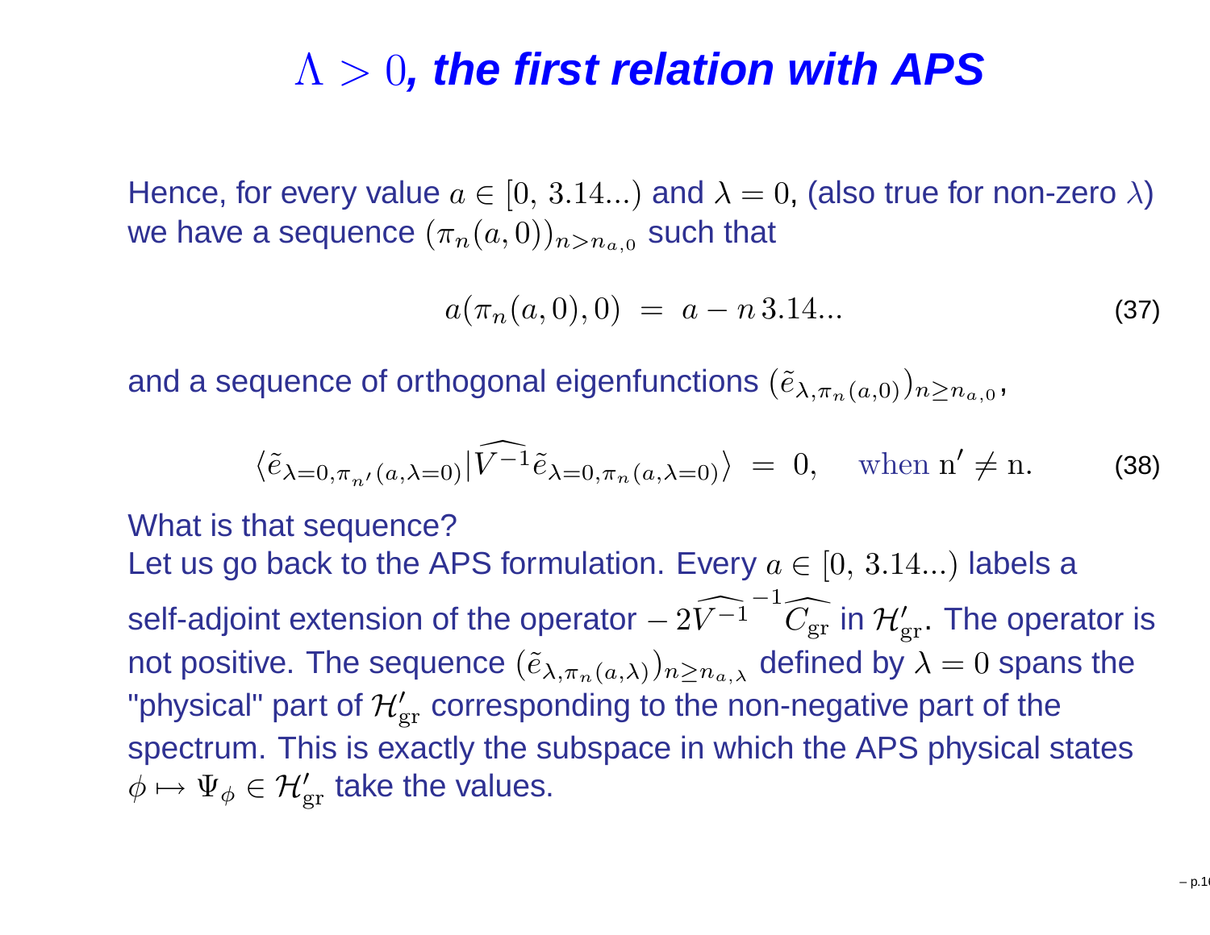# $\Lambda > 0$*, the first relation with APS*

Hence, for every value $a \in [0,\, 3.14...)$ and $\lambda = 0$, (also true for non-zero $\lambda$) we have a sequence $(\pi_n(a,0))_{n > n_{a,0}}$ such that

$$a(\pi_n(a,0),0) \;=\; a - n\,3.14... \tag{37}$$

and a sequence of orthogonal eigenfunctions $(\tilde{e}_{\lambda,\pi_n(a,0)})_{n \geq n_{a,0}}$,

$$\langle \tilde{e}_{\lambda=0,\pi_{n'}(a,\lambda=0)} | \widehat{V^{-1}} \tilde{e}_{\lambda=0,\pi_n(a,\lambda=0)} \rangle \;=\; 0, \quad \text{when } \mathrm{n}' \neq \mathrm{n}. \tag{38}$$

What is that sequence?

Let us go back to the APS formulation. Every $a \in [0,\, 3.14...)$ labels a self-adjoint extension of the operator $-2\widehat{V^{-1}}^{-1}\widehat{C_{\rm gr}}$ in $\mathcal{H}'_{\rm gr}$. The operator is not positive. The sequence $(\tilde{e}_{\lambda,\pi_n(a,\lambda)})_{n \geq n_{a,\lambda}}$ defined by $\lambda = 0$ spans the "physical" part of $\mathcal{H}'_{\rm gr}$ corresponding to the non-negative part of the spectrum. This is exactly the subspace in which the APS physical states $\phi \mapsto \Psi_\phi \in \mathcal{H}'_{\rm gr}$ take the values.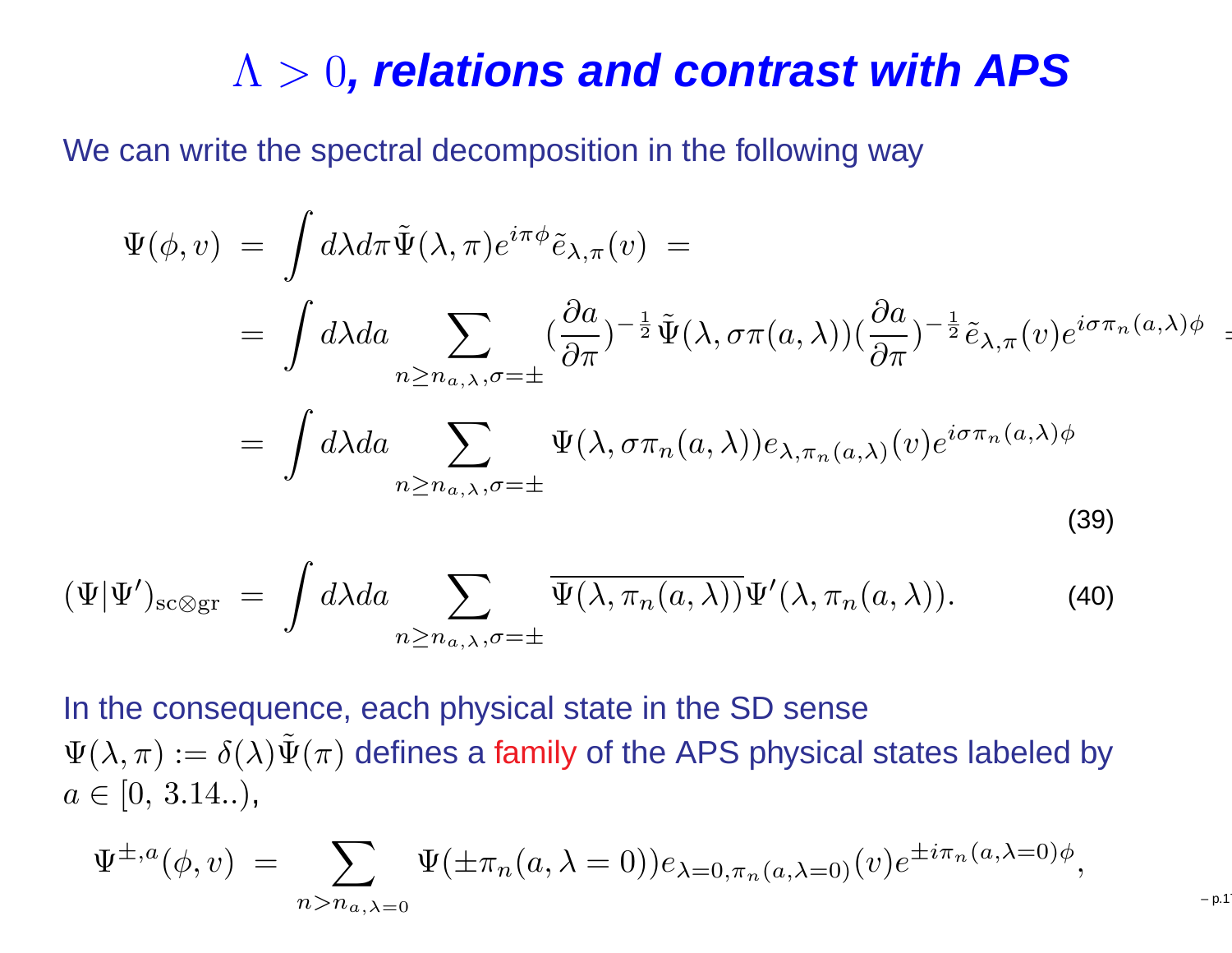# $\Lambda > 0$, relations and contrast with APS

We can write the spectral decomposition in the following way

$$
\begin{aligned}
\Psi(\phi, v) &= \int d\lambda d\pi \tilde{\Psi}(\lambda, \pi) e^{i\pi\phi} \tilde{e}_{\lambda,\pi}(v) = \\
&= \int d\lambda da \sum_{n \geq n_{a,\lambda}, \sigma=\pm} (\frac{\partial a}{\partial \pi})^{-\frac{1}{2}} \tilde{\Psi}(\lambda, \sigma\pi(a, \lambda)) (\frac{\partial a}{\partial \pi})^{-\frac{1}{2}} \tilde{e}_{\lambda,\pi}(v) e^{i\sigma\pi_n(a,\lambda)\phi} = \\
&= \int d\lambda da \sum_{n \geq n_{a,\lambda}, \sigma=\pm} \Psi(\lambda, \sigma\pi_n(a, \lambda)) e_{\lambda, \pi_n(a,\lambda)}(v) e^{i\sigma\pi_n(a,\lambda)\phi}
\end{aligned}
\tag{39}
$$

$$
(\Psi|\Psi')_{\mathrm{sc}\otimes\mathrm{gr}} = \int d\lambda da \sum_{n \geq n_{a,\lambda}, \sigma=\pm} \overline{\Psi(\lambda, \pi_n(a, \lambda))} \Psi'(\lambda, \pi_n(a, \lambda)). \tag{40}
$$

In the consequence, each physical state in the SD sense $\Psi(\lambda, \pi) := \delta(\lambda)\tilde{\Psi}(\pi)$ defines a family of the APS physical states labeled by $a \in [0,\, 3.14..)$,

$$
\Psi^{\pm,a}(\phi, v) = \sum_{n > n_{a,\lambda=0}} \Psi(\pm\pi_n(a, \lambda = 0)) e_{\lambda=0, \pi_n(a,\lambda=0)}(v) e^{\pm i\pi_n(a,\lambda=0)\phi},
$$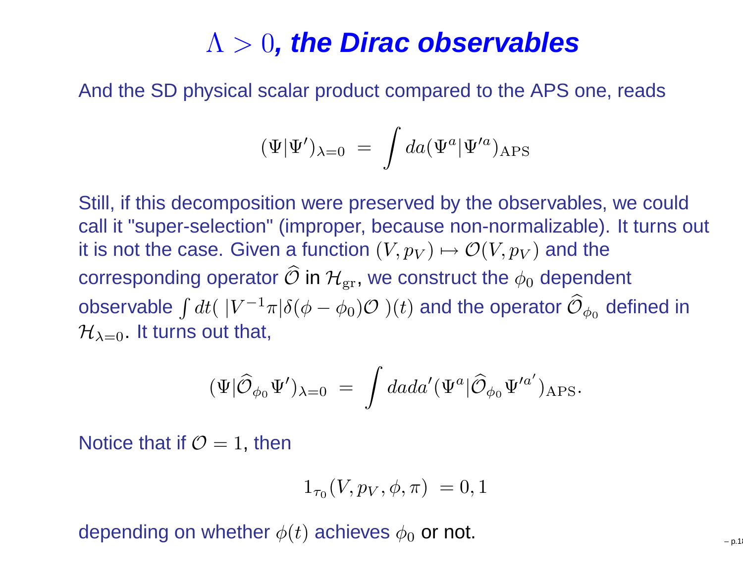# $\Lambda > 0$, *the Dirac observables*

And the SD physical scalar product compared to the APS one, reads

$$(\Psi|\Psi')_{\lambda=0} \; = \; \int da (\Psi^a|\Psi'^a)_{\rm APS}$$

Still, if this decomposition were preserved by the observables, we could call it "super-selection" (improper, because non-normalizable). It turns out it is not the case. Given a function $(V, p_V) \mapsto \mathcal{O}(V, p_V)$ and the corresponding operator $\widehat{\mathcal{O}}$ in $\mathcal{H}_{\rm gr}$, we construct the $\phi_0$ dependent observable $\int dt( \; |V^{-1}\pi|\delta(\phi - \phi_0)\mathcal{O} \; )(t)$ and the operator $\widehat{\mathcal{O}}_{\phi_0}$ defined in $\mathcal{H}_{\lambda=0}$. It turns out that,

$$(\Psi|\widehat{\mathcal{O}}_{\phi_0}\Psi')_{\lambda=0} \; = \; \int da da' (\Psi^a|\widehat{\mathcal{O}}_{\phi_0}\Psi'^{a'})_{\rm APS}.$$

Notice that if $\mathcal{O} = 1$, then

$$1_{\tau_0}(V, p_V, \phi, \pi) \; = 0, 1$$

depending on whether $\phi(t)$ achieves $\phi_0$ or not.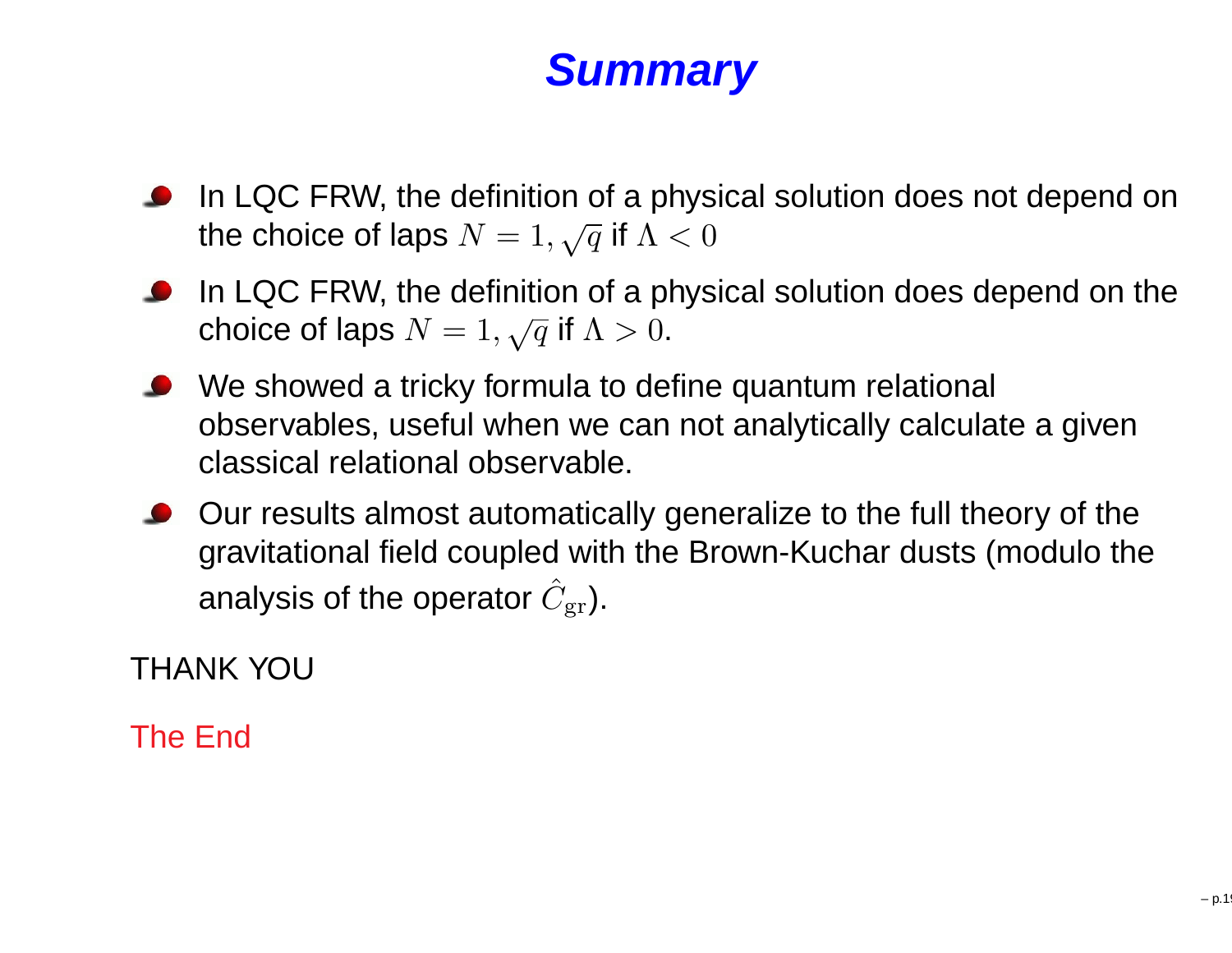# Summary

- In LQC FRW, the definition of a physical solution does not depend on the choice of laps $N = 1, \sqrt{q}$ if $\Lambda < 0$
- In LQC FRW, the definition of a physical solution does depend on the choice of laps $N = 1, \sqrt{q}$ if $\Lambda > 0$.
- We showed a tricky formula to define quantum relational observables, useful when we can not analytically calculate a given classical relational observable.
- Our results almost automatically generalize to the full theory of the gravitational field coupled with the Brown-Kuchar dusts (modulo the analysis of the operator $\hat{C}_{\rm gr}$).

THANK YOU

The End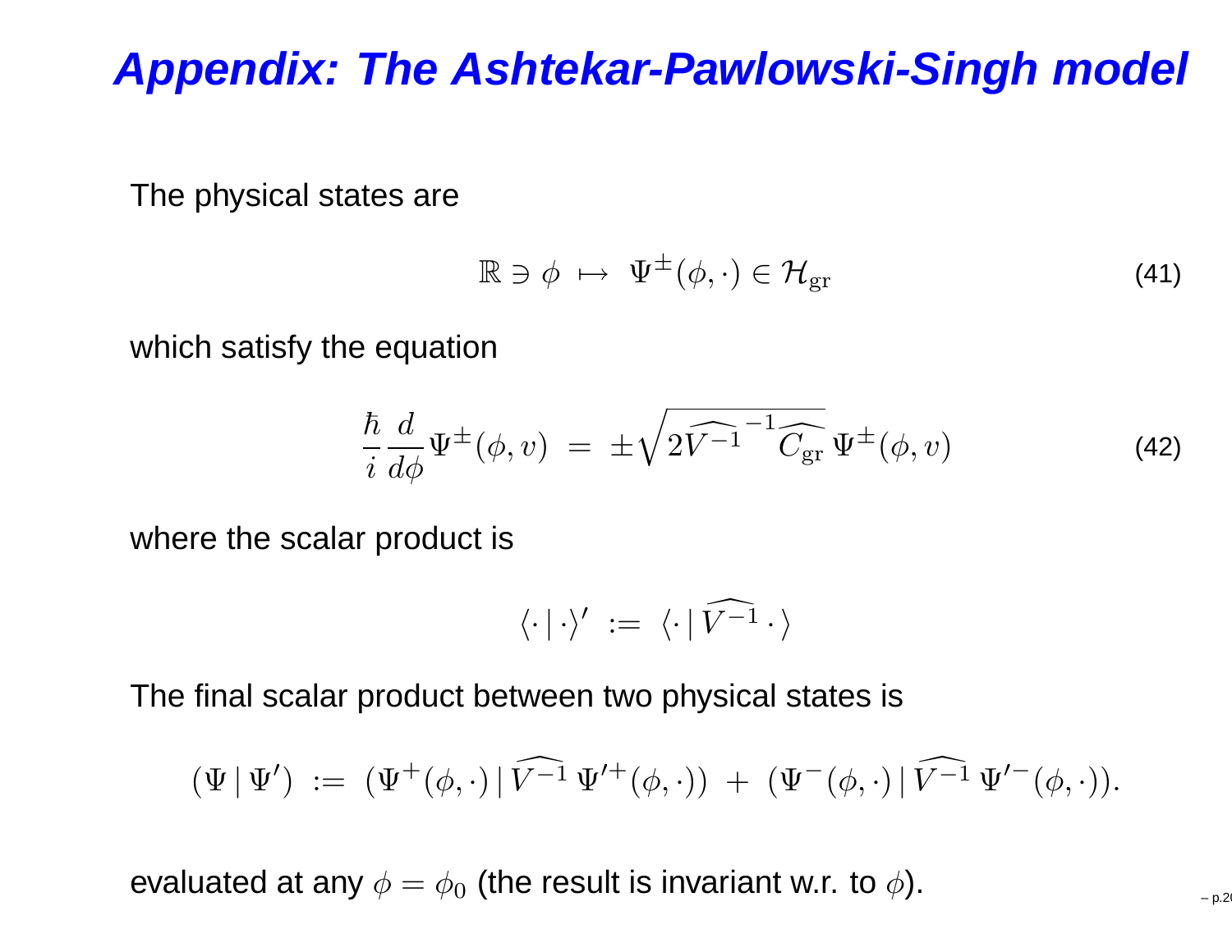# Appendix: The Ashtekar-Pawlowski-Singh model

The physical states are

$$\mathbb{R} \ni \phi \;\mapsto\; \Psi^{\pm}(\phi, \cdot) \in \mathcal{H}_{\mathrm{gr}} \tag{41}$$

which satisfy the equation

$$\frac{\hbar}{i}\frac{d}{d\phi}\Psi^{\pm}(\phi, v) \;=\; \pm\sqrt{2\widehat{V^{-1}}^{\,-1}\widehat{C_{\mathrm{gr}}}}\,\Psi^{\pm}(\phi, v) \tag{42}$$

where the scalar product is

$$\langle \cdot \,|\, \cdot \rangle' \;:=\; \langle \cdot \,|\, \widehat{V^{-1}}\, \cdot \rangle$$

The final scalar product between two physical states is

$$(\Psi \,|\, \Psi') \;:=\; (\Psi^{+}(\phi, \cdot) \,|\, \widehat{V^{-1}}\,\Psi'^{+}(\phi, \cdot)) \;+\; (\Psi^{-}(\phi, \cdot) \,|\, \widehat{V^{-1}}\,\Psi'^{-}(\phi, \cdot)).$$

evaluated at any $\phi = \phi_0$ (the result is invariant w.r. to $\phi$).